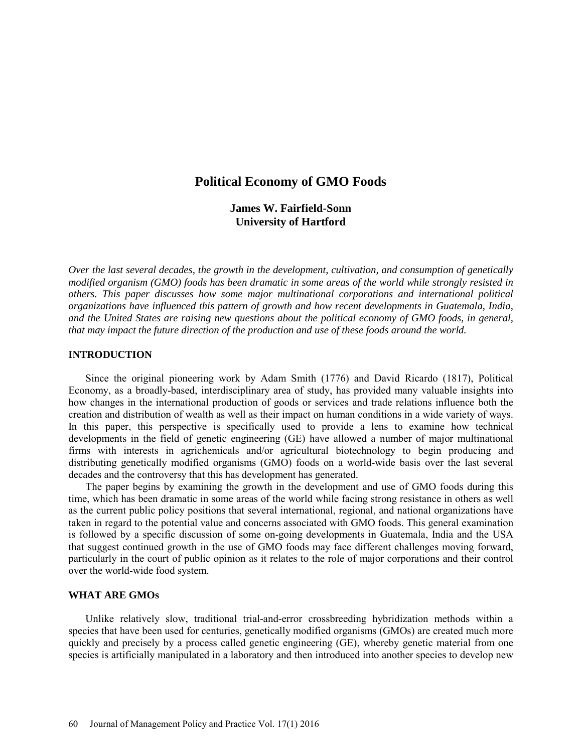# Political Economy of GMO Foods

**James W. Fairfield-Sonn**
**University of Hartford**

*Over the last several decades, the growth in the development, cultivation, and consumption of genetically modified organism (GMO) foods has been dramatic in some areas of the world while strongly resisted in others. This paper discusses how some major multinational corporations and international political organizations have influenced this pattern of growth and how recent developments in Guatemala, India, and the United States are raising new questions about the political economy of GMO foods, in general, that may impact the future direction of the production and use of these foods around the world.*

## INTRODUCTION

Since the original pioneering work by Adam Smith (1776) and David Ricardo (1817), Political Economy, as a broadly-based, interdisciplinary area of study, has provided many valuable insights into how changes in the international production of goods or services and trade relations influence both the creation and distribution of wealth as well as their impact on human conditions in a wide variety of ways. In this paper, this perspective is specifically used to provide a lens to examine how technical developments in the field of genetic engineering (GE) have allowed a number of major multinational firms with interests in agrichemicals and/or agricultural biotechnology to begin producing and distributing genetically modified organisms (GMO) foods on a world-wide basis over the last several decades and the controversy that this has development has generated.

The paper begins by examining the growth in the development and use of GMO foods during this time, which has been dramatic in some areas of the world while facing strong resistance in others as well as the current public policy positions that several international, regional, and national organizations have taken in regard to the potential value and concerns associated with GMO foods. This general examination is followed by a specific discussion of some on-going developments in Guatemala, India and the USA that suggest continued growth in the use of GMO foods may face different challenges moving forward, particularly in the court of public opinion as it relates to the role of major corporations and their control over the world-wide food system.

## WHAT ARE GMOs

Unlike relatively slow, traditional trial-and-error crossbreeding hybridization methods within a species that have been used for centuries, genetically modified organisms (GMOs) are created much more quickly and precisely by a process called genetic engineering (GE), whereby genetic material from one species is artificially manipulated in a laboratory and then introduced into another species to develop new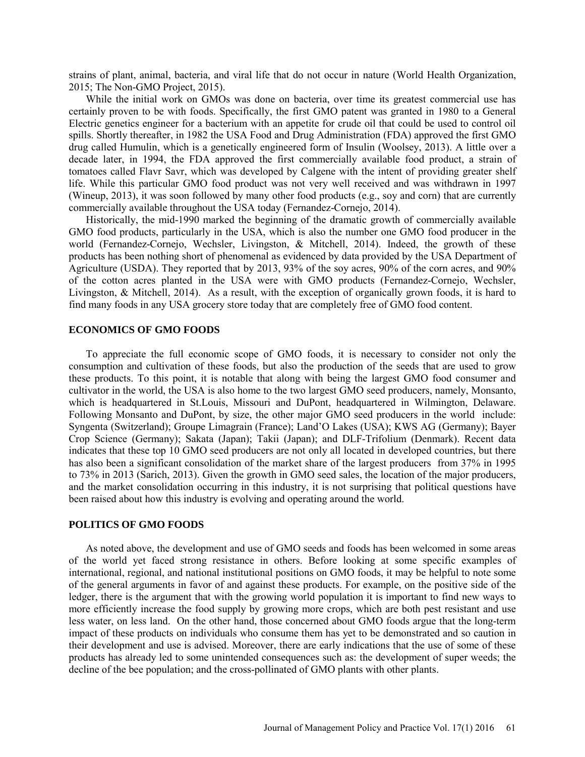strains of plant, animal, bacteria, and viral life that do not occur in nature (World Health Organization, 2015; The Non-GMO Project, 2015).

While the initial work on GMOs was done on bacteria, over time its greatest commercial use has certainly proven to be with foods. Specifically, the first GMO patent was granted in 1980 to a General Electric genetics engineer for a bacterium with an appetite for crude oil that could be used to control oil spills. Shortly thereafter, in 1982 the USA Food and Drug Administration (FDA) approved the first GMO drug called Humulin, which is a genetically engineered form of Insulin (Woolsey, 2013). A little over a decade later, in 1994, the FDA approved the first commercially available food product, a strain of tomatoes called Flavr Savr, which was developed by Calgene with the intent of providing greater shelf life. While this particular GMO food product was not very well received and was withdrawn in 1997 (Wineup, 2013), it was soon followed by many other food products (e.g., soy and corn) that are currently commercially available throughout the USA today (Fernandez-Cornejo, 2014).

Historically, the mid-1990 marked the beginning of the dramatic growth of commercially available GMO food products, particularly in the USA, which is also the number one GMO food producer in the world (Fernandez-Cornejo, Wechsler, Livingston, & Mitchell, 2014). Indeed, the growth of these products has been nothing short of phenomenal as evidenced by data provided by the USA Department of Agriculture (USDA). They reported that by 2013, 93% of the soy acres, 90% of the corn acres, and 90% of the cotton acres planted in the USA were with GMO products (Fernandez-Cornejo, Wechsler, Livingston, & Mitchell, 2014). As a result, with the exception of organically grown foods, it is hard to find many foods in any USA grocery store today that are completely free of GMO food content.

## ECONOMICS OF GMO FOODS

To appreciate the full economic scope of GMO foods, it is necessary to consider not only the consumption and cultivation of these foods, but also the production of the seeds that are used to grow these products. To this point, it is notable that along with being the largest GMO food consumer and cultivator in the world, the USA is also home to the two largest GMO seed producers, namely, Monsanto, which is headquartered in St.Louis, Missouri and DuPont, headquartered in Wilmington, Delaware. Following Monsanto and DuPont, by size, the other major GMO seed producers in the world include: Syngenta (Switzerland); Groupe Limagrain (France); Land'O Lakes (USA); KWS AG (Germany); Bayer Crop Science (Germany); Sakata (Japan); Takii (Japan); and DLF-Trifolium (Denmark). Recent data indicates that these top 10 GMO seed producers are not only all located in developed countries, but there has also been a significant consolidation of the market share of the largest producers from 37% in 1995 to 73% in 2013 (Sarich, 2013). Given the growth in GMO seed sales, the location of the major producers, and the market consolidation occurring in this industry, it is not surprising that political questions have been raised about how this industry is evolving and operating around the world.

## POLITICS OF GMO FOODS

As noted above, the development and use of GMO seeds and foods has been welcomed in some areas of the world yet faced strong resistance in others. Before looking at some specific examples of international, regional, and national institutional positions on GMO foods, it may be helpful to note some of the general arguments in favor of and against these products. For example, on the positive side of the ledger, there is the argument that with the growing world population it is important to find new ways to more efficiently increase the food supply by growing more crops, which are both pest resistant and use less water, on less land. On the other hand, those concerned about GMO foods argue that the long-term impact of these products on individuals who consume them has yet to be demonstrated and so caution in their development and use is advised. Moreover, there are early indications that the use of some of these products has already led to some unintended consequences such as: the development of super weeds; the decline of the bee population; and the cross-pollinated of GMO plants with other plants.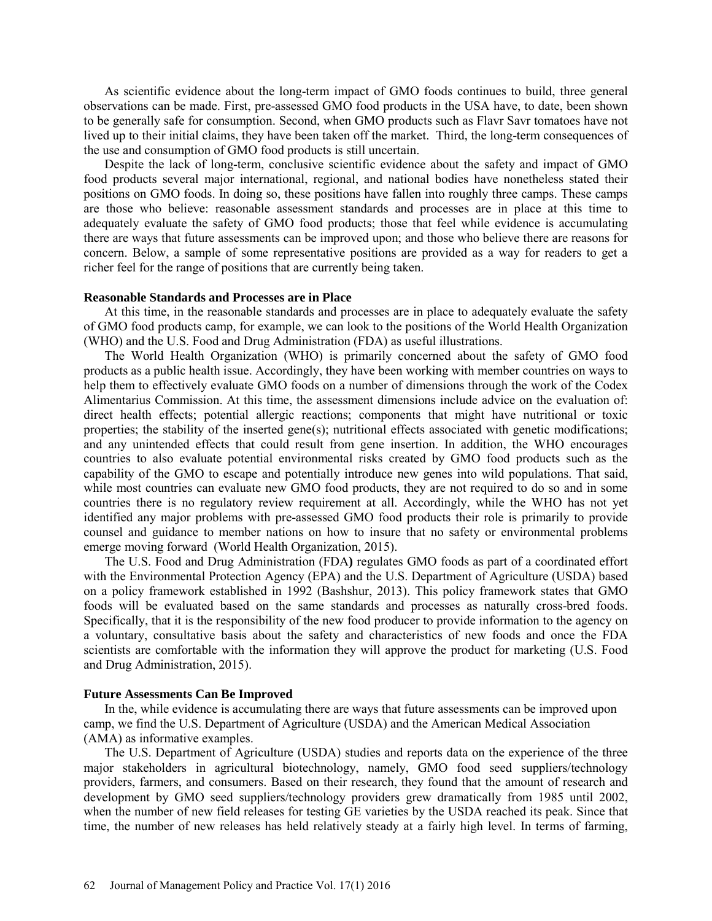As scientific evidence about the long-term impact of GMO foods continues to build, three general observations can be made. First, pre-assessed GMO food products in the USA have, to date, been shown to be generally safe for consumption. Second, when GMO products such as Flavr Savr tomatoes have not lived up to their initial claims, they have been taken off the market. Third, the long-term consequences of the use and consumption of GMO food products is still uncertain.

Despite the lack of long-term, conclusive scientific evidence about the safety and impact of GMO food products several major international, regional, and national bodies have nonetheless stated their positions on GMO foods. In doing so, these positions have fallen into roughly three camps. These camps are those who believe: reasonable assessment standards and processes are in place at this time to adequately evaluate the safety of GMO food products; those that feel while evidence is accumulating there are ways that future assessments can be improved upon; and those who believe there are reasons for concern. Below, a sample of some representative positions are provided as a way for readers to get a richer feel for the range of positions that are currently being taken.

**Reasonable Standards and Processes are in Place**

At this time, in the reasonable standards and processes are in place to adequately evaluate the safety of GMO food products camp, for example, we can look to the positions of the World Health Organization (WHO) and the U.S. Food and Drug Administration (FDA) as useful illustrations.

The World Health Organization (WHO) is primarily concerned about the safety of GMO food products as a public health issue. Accordingly, they have been working with member countries on ways to help them to effectively evaluate GMO foods on a number of dimensions through the work of the Codex Alimentarius Commission. At this time, the assessment dimensions include advice on the evaluation of: direct health effects; potential allergic reactions; components that might have nutritional or toxic properties; the stability of the inserted gene(s); nutritional effects associated with genetic modifications; and any unintended effects that could result from gene insertion. In addition, the WHO encourages countries to also evaluate potential environmental risks created by GMO food products such as the capability of the GMO to escape and potentially introduce new genes into wild populations. That said, while most countries can evaluate new GMO food products, they are not required to do so and in some countries there is no regulatory review requirement at all. Accordingly, while the WHO has not yet identified any major problems with pre-assessed GMO food products their role is primarily to provide counsel and guidance to member nations on how to insure that no safety or environmental problems emerge moving forward (World Health Organization, 2015).

The U.S. Food and Drug Administration (FDA**)** regulates GMO foods as part of a coordinated effort with the Environmental Protection Agency (EPA) and the U.S. Department of Agriculture (USDA) based on a policy framework established in 1992 (Bashshur, 2013). This policy framework states that GMO foods will be evaluated based on the same standards and processes as naturally cross-bred foods. Specifically, that it is the responsibility of the new food producer to provide information to the agency on a voluntary, consultative basis about the safety and characteristics of new foods and once the FDA scientists are comfortable with the information they will approve the product for marketing (U.S. Food and Drug Administration, 2015).

**Future Assessments Can Be Improved**

In the, while evidence is accumulating there are ways that future assessments can be improved upon camp, we find the U.S. Department of Agriculture (USDA) and the American Medical Association (AMA) as informative examples.

The U.S. Department of Agriculture (USDA) studies and reports data on the experience of the three major stakeholders in agricultural biotechnology, namely, GMO food seed suppliers/technology providers, farmers, and consumers. Based on their research, they found that the amount of research and development by GMO seed suppliers/technology providers grew dramatically from 1985 until 2002, when the number of new field releases for testing GE varieties by the USDA reached its peak. Since that time, the number of new releases has held relatively steady at a fairly high level. In terms of farming,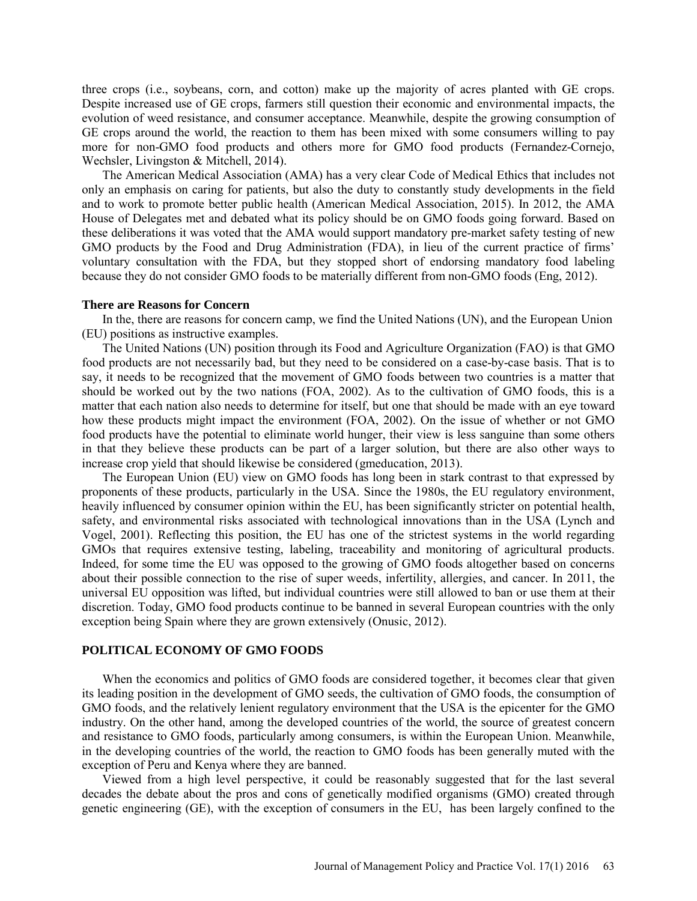three crops (i.e., soybeans, corn, and cotton) make up the majority of acres planted with GE crops. Despite increased use of GE crops, farmers still question their economic and environmental impacts, the evolution of weed resistance, and consumer acceptance. Meanwhile, despite the growing consumption of GE crops around the world, the reaction to them has been mixed with some consumers willing to pay more for non-GMO food products and others more for GMO food products (Fernandez-Cornejo, Wechsler, Livingston & Mitchell, 2014).

The American Medical Association (AMA) has a very clear Code of Medical Ethics that includes not only an emphasis on caring for patients, but also the duty to constantly study developments in the field and to work to promote better public health (American Medical Association, 2015). In 2012, the AMA House of Delegates met and debated what its policy should be on GMO foods going forward. Based on these deliberations it was voted that the AMA would support mandatory pre-market safety testing of new GMO products by the Food and Drug Administration (FDA), in lieu of the current practice of firms' voluntary consultation with the FDA, but they stopped short of endorsing mandatory food labeling because they do not consider GMO foods to be materially different from non-GMO foods (Eng, 2012).

### There are Reasons for Concern

In the, there are reasons for concern camp, we find the United Nations (UN), and the European Union (EU) positions as instructive examples.

The United Nations (UN) position through its Food and Agriculture Organization (FAO) is that GMO food products are not necessarily bad, but they need to be considered on a case-by-case basis. That is to say, it needs to be recognized that the movement of GMO foods between two countries is a matter that should be worked out by the two nations (FOA, 2002). As to the cultivation of GMO foods, this is a matter that each nation also needs to determine for itself, but one that should be made with an eye toward how these products might impact the environment (FOA, 2002). On the issue of whether or not GMO food products have the potential to eliminate world hunger, their view is less sanguine than some others in that they believe these products can be part of a larger solution, but there are also other ways to increase crop yield that should likewise be considered (gmeducation, 2013).

The European Union (EU) view on GMO foods has long been in stark contrast to that expressed by proponents of these products, particularly in the USA. Since the 1980s, the EU regulatory environment, heavily influenced by consumer opinion within the EU, has been significantly stricter on potential health, safety, and environmental risks associated with technological innovations than in the USA (Lynch and Vogel, 2001). Reflecting this position, the EU has one of the strictest systems in the world regarding GMOs that requires extensive testing, labeling, traceability and monitoring of agricultural products. Indeed, for some time the EU was opposed to the growing of GMO foods altogether based on concerns about their possible connection to the rise of super weeds, infertility, allergies, and cancer. In 2011, the universal EU opposition was lifted, but individual countries were still allowed to ban or use them at their discretion. Today, GMO food products continue to be banned in several European countries with the only exception being Spain where they are grown extensively (Onusic, 2012).

## POLITICAL ECONOMY OF GMO FOODS

When the economics and politics of GMO foods are considered together, it becomes clear that given its leading position in the development of GMO seeds, the cultivation of GMO foods, the consumption of GMO foods, and the relatively lenient regulatory environment that the USA is the epicenter for the GMO industry. On the other hand, among the developed countries of the world, the source of greatest concern and resistance to GMO foods, particularly among consumers, is within the European Union. Meanwhile, in the developing countries of the world, the reaction to GMO foods has been generally muted with the exception of Peru and Kenya where they are banned.

Viewed from a high level perspective, it could be reasonably suggested that for the last several decades the debate about the pros and cons of genetically modified organisms (GMO) created through genetic engineering (GE), with the exception of consumers in the EU, has been largely confined to the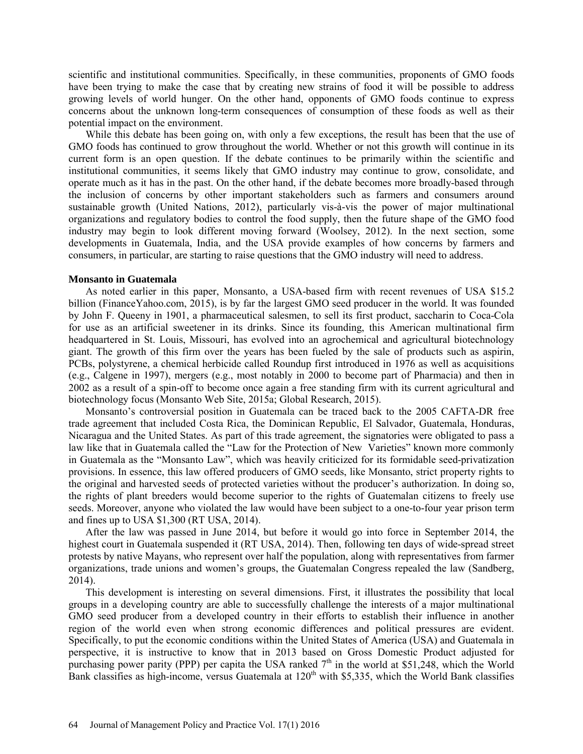scientific and institutional communities. Specifically, in these communities, proponents of GMO foods have been trying to make the case that by creating new strains of food it will be possible to address growing levels of world hunger. On the other hand, opponents of GMO foods continue to express concerns about the unknown long-term consequences of consumption of these foods as well as their potential impact on the environment.

While this debate has been going on, with only a few exceptions, the result has been that the use of GMO foods has continued to grow throughout the world. Whether or not this growth will continue in its current form is an open question. If the debate continues to be primarily within the scientific and institutional communities, it seems likely that GMO industry may continue to grow, consolidate, and operate much as it has in the past. On the other hand, if the debate becomes more broadly-based through the inclusion of concerns by other important stakeholders such as farmers and consumers around sustainable growth (United Nations, 2012), particularly vis-à-vis the power of major multinational organizations and regulatory bodies to control the food supply, then the future shape of the GMO food industry may begin to look different moving forward (Woolsey, 2012). In the next section, some developments in Guatemala, India, and the USA provide examples of how concerns by farmers and consumers, in particular, are starting to raise questions that the GMO industry will need to address.

### Monsanto in Guatemala

As noted earlier in this paper, Monsanto, a USA-based firm with recent revenues of USA $15.2 billion (FinanceYahoo.com, 2015), is by far the largest GMO seed producer in the world. It was founded by John F. Queeny in 1901, a pharmaceutical salesmen, to sell its first product, saccharin to Coca-Cola for use as an artificial sweetener in its drinks. Since its founding, this American multinational firm headquartered in St. Louis, Missouri, has evolved into an agrochemical and agricultural biotechnology giant. The growth of this firm over the years has been fueled by the sale of products such as aspirin, PCBs, polystyrene, a chemical herbicide called Roundup first introduced in 1976 as well as acquisitions (e.g., Calgene in 1997), mergers (e.g., most notably in 2000 to become part of Pharmacia) and then in 2002 as a result of a spin-off to become once again a free standing firm with its current agricultural and biotechnology focus (Monsanto Web Site, 2015a; Global Research, 2015).

Monsanto's controversial position in Guatemala can be traced back to the 2005 CAFTA-DR free trade agreement that included Costa Rica, the Dominican Republic, El Salvador, Guatemala, Honduras, Nicaragua and the United States. As part of this trade agreement, the signatories were obligated to pass a law like that in Guatemala called the "Law for the Protection of New Varieties" known more commonly in Guatemala as the "Monsanto Law", which was heavily criticized for its formidable seed-privatization provisions. In essence, this law offered producers of GMO seeds, like Monsanto, strict property rights to the original and harvested seeds of protected varieties without the producer's authorization. In doing so, the rights of plant breeders would become superior to the rights of Guatemalan citizens to freely use seeds. Moreover, anyone who violated the law would have been subject to a one-to-four year prison term and fines up to USA $1,300 (RT USA, 2014).

After the law was passed in June 2014, but before it would go into force in September 2014, the highest court in Guatemala suspended it (RT USA, 2014). Then, following ten days of wide-spread street protests by native Mayans, who represent over half the population, along with representatives from farmer organizations, trade unions and women's groups, the Guatemalan Congress repealed the law (Sandberg, 2014).

This development is interesting on several dimensions. First, it illustrates the possibility that local groups in a developing country are able to successfully challenge the interests of a major multinational GMO seed producer from a developed country in their efforts to establish their influence in another region of the world even when strong economic differences and political pressures are evident. Specifically, to put the economic conditions within the United States of America (USA) and Guatemala in perspective, it is instructive to know that in 2013 based on Gross Domestic Product adjusted for purchasing power parity (PPP) per capita the USA ranked 7th in the world at $51,248, which the World Bank classifies as high-income, versus Guatemala at 120th with $5,335, which the World Bank classifies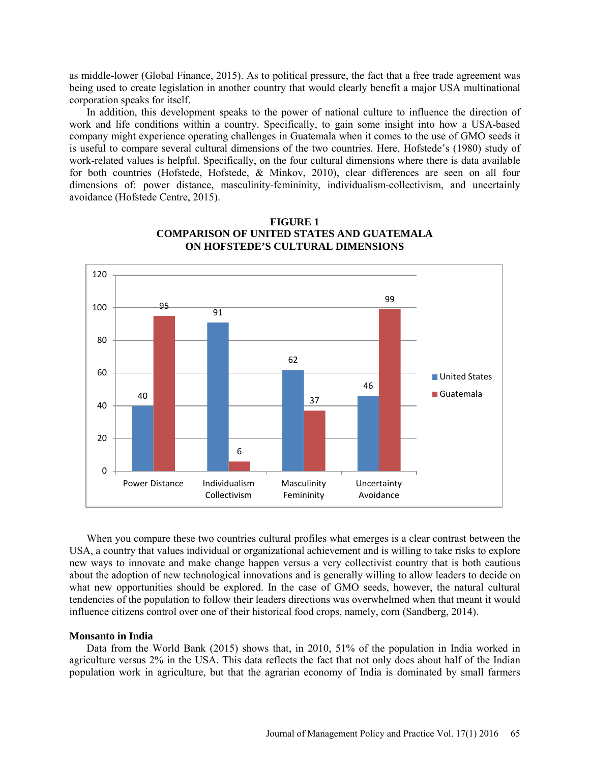as middle-lower (Global Finance, 2015). As to political pressure, the fact that a free trade agreement was being used to create legislation in another country that would clearly benefit a major USA multinational corporation speaks for itself.

In addition, this development speaks to the power of national culture to influence the direction of work and life conditions within a country. Specifically, to gain some insight into how a USA-based company might experience operating challenges in Guatemala when it comes to the use of GMO seeds it is useful to compare several cultural dimensions of the two countries. Here, Hofstede's (1980) study of work-related values is helpful. Specifically, on the four cultural dimensions where there is data available for both countries (Hofstede, Hofstede, & Minkov, 2010), clear differences are seen on all four dimensions of: power distance, masculinity-femininity, individualism-collectivism, and uncertainly avoidance (Hofstede Centre, 2015).

**FIGURE 1**
**COMPARISON OF UNITED STATES AND GUATEMALA ON HOFSTEDE'S CULTURAL DIMENSIONS**

| | United States | Guatemala |
|---|---|---|
| Power Distance | 40 | 95 |
| Individualism Collectivism | 91 | 6 |
| Masculinity Femininity | 62 | 37 |
| Uncertainty Avoidance | 46 | 99 |

When you compare these two countries cultural profiles what emerges is a clear contrast between the USA, a country that values individual or organizational achievement and is willing to take risks to explore new ways to innovate and make change happen versus a very collectivist country that is both cautious about the adoption of new technological innovations and is generally willing to allow leaders to decide on what new opportunities should be explored. In the case of GMO seeds, however, the natural cultural tendencies of the population to follow their leaders directions was overwhelmed when that meant it would influence citizens control over one of their historical food crops, namely, corn (Sandberg, 2014).

## Monsanto in India

Data from the World Bank (2015) shows that, in 2010, 51% of the population in India worked in agriculture versus 2% in the USA. This data reflects the fact that not only does about half of the Indian population work in agriculture, but that the agrarian economy of India is dominated by small farmers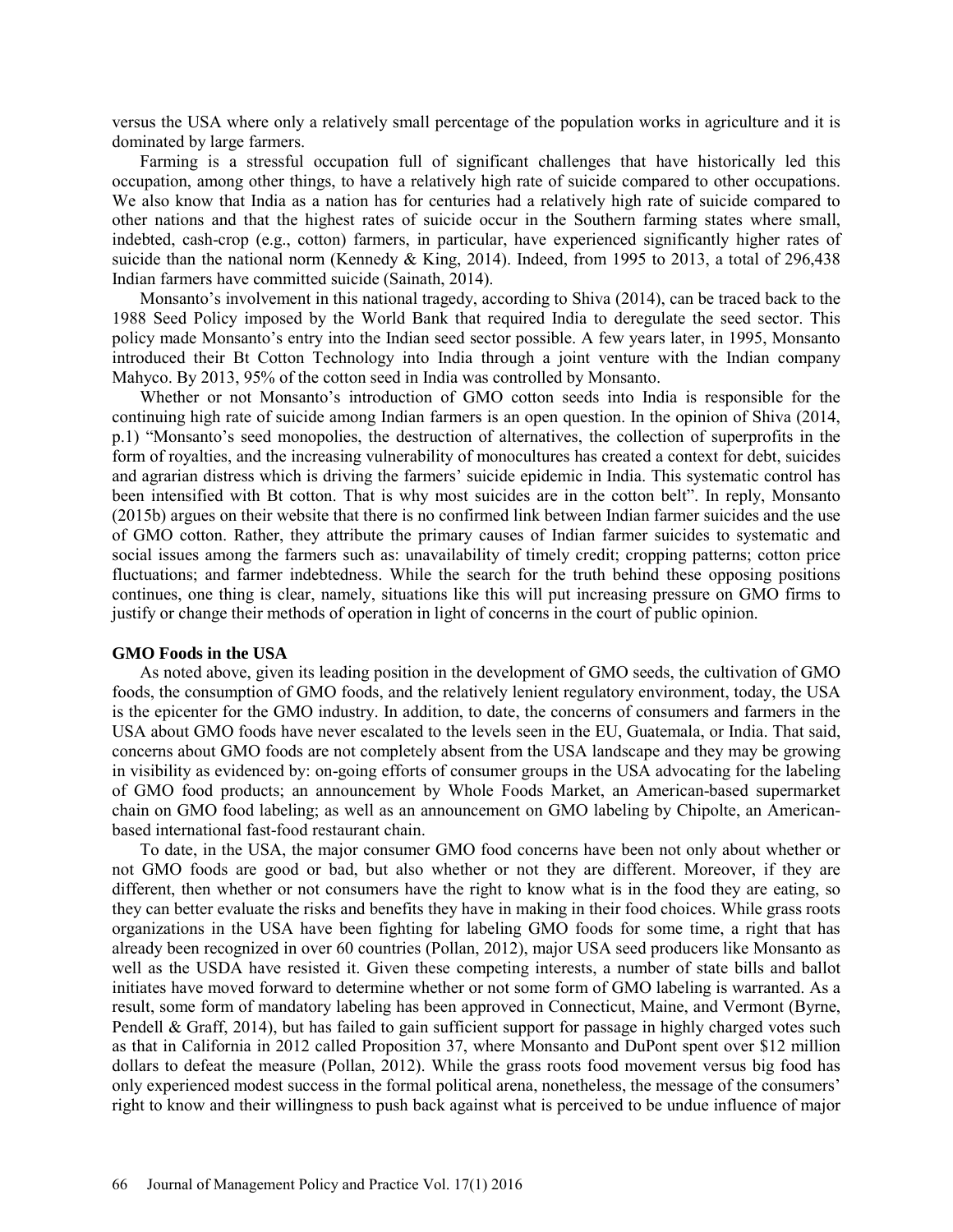versus the USA where only a relatively small percentage of the population works in agriculture and it is dominated by large farmers.

Farming is a stressful occupation full of significant challenges that have historically led this occupation, among other things, to have a relatively high rate of suicide compared to other occupations. We also know that India as a nation has for centuries had a relatively high rate of suicide compared to other nations and that the highest rates of suicide occur in the Southern farming states where small, indebted, cash-crop (e.g., cotton) farmers, in particular, have experienced significantly higher rates of suicide than the national norm (Kennedy & King, 2014). Indeed, from 1995 to 2013, a total of 296,438 Indian farmers have committed suicide (Sainath, 2014).

Monsanto's involvement in this national tragedy, according to Shiva (2014), can be traced back to the 1988 Seed Policy imposed by the World Bank that required India to deregulate the seed sector. This policy made Monsanto's entry into the Indian seed sector possible. A few years later, in 1995, Monsanto introduced their Bt Cotton Technology into India through a joint venture with the Indian company Mahyco. By 2013, 95% of the cotton seed in India was controlled by Monsanto.

Whether or not Monsanto's introduction of GMO cotton seeds into India is responsible for the continuing high rate of suicide among Indian farmers is an open question. In the opinion of Shiva (2014, p.1) "Monsanto's seed monopolies, the destruction of alternatives, the collection of superprofits in the form of royalties, and the increasing vulnerability of monocultures has created a context for debt, suicides and agrarian distress which is driving the farmers' suicide epidemic in India. This systematic control has been intensified with Bt cotton. That is why most suicides are in the cotton belt". In reply, Monsanto (2015b) argues on their website that there is no confirmed link between Indian farmer suicides and the use of GMO cotton. Rather, they attribute the primary causes of Indian farmer suicides to systematic and social issues among the farmers such as: unavailability of timely credit; cropping patterns; cotton price fluctuations; and farmer indebtedness. While the search for the truth behind these opposing positions continues, one thing is clear, namely, situations like this will put increasing pressure on GMO firms to justify or change their methods of operation in light of concerns in the court of public opinion.

### GMO Foods in the USA

As noted above, given its leading position in the development of GMO seeds, the cultivation of GMO foods, the consumption of GMO foods, and the relatively lenient regulatory environment, today, the USA is the epicenter for the GMO industry. In addition, to date, the concerns of consumers and farmers in the USA about GMO foods have never escalated to the levels seen in the EU, Guatemala, or India. That said, concerns about GMO foods are not completely absent from the USA landscape and they may be growing in visibility as evidenced by: on-going efforts of consumer groups in the USA advocating for the labeling of GMO food products; an announcement by Whole Foods Market, an American-based supermarket chain on GMO food labeling; as well as an announcement on GMO labeling by Chipolte, an American-based international fast-food restaurant chain.

To date, in the USA, the major consumer GMO food concerns have been not only about whether or not GMO foods are good or bad, but also whether or not they are different. Moreover, if they are different, then whether or not consumers have the right to know what is in the food they are eating, so they can better evaluate the risks and benefits they have in making in their food choices. While grass roots organizations in the USA have been fighting for labeling GMO foods for some time, a right that has already been recognized in over 60 countries (Pollan, 2012), major USA seed producers like Monsanto as well as the USDA have resisted it. Given these competing interests, a number of state bills and ballot initiates have moved forward to determine whether or not some form of GMO labeling is warranted. As a result, some form of mandatory labeling has been approved in Connecticut, Maine, and Vermont (Byrne, Pendell & Graff, 2014), but has failed to gain sufficient support for passage in highly charged votes such as that in California in 2012 called Proposition 37, where Monsanto and DuPont spent over $12 million dollars to defeat the measure (Pollan, 2012). While the grass roots food movement versus big food has only experienced modest success in the formal political arena, nonetheless, the message of the consumers' right to know and their willingness to push back against what is perceived to be undue influence of major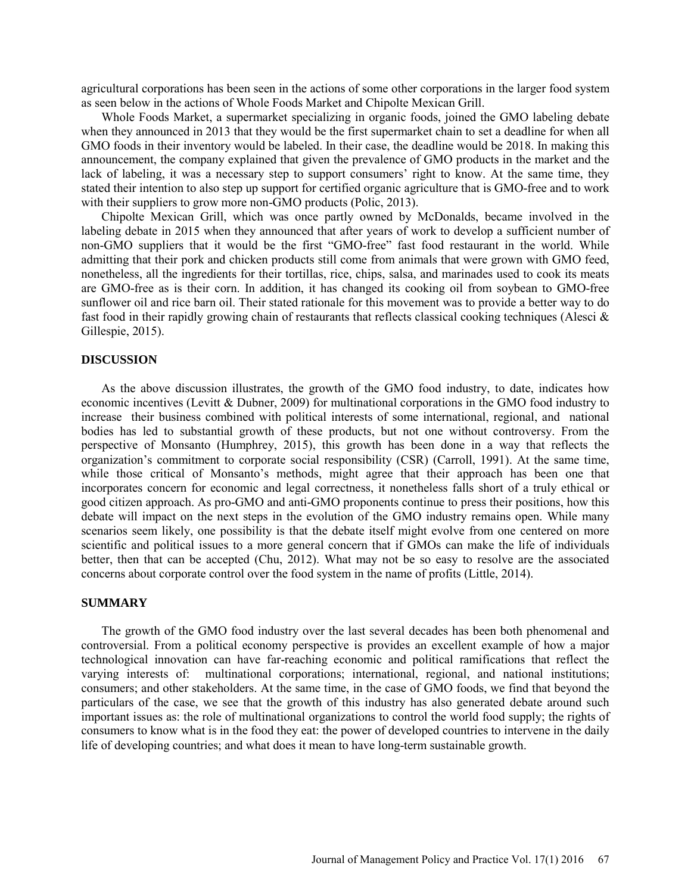agricultural corporations has been seen in the actions of some other corporations in the larger food system as seen below in the actions of Whole Foods Market and Chipolte Mexican Grill.

Whole Foods Market, a supermarket specializing in organic foods, joined the GMO labeling debate when they announced in 2013 that they would be the first supermarket chain to set a deadline for when all GMO foods in their inventory would be labeled. In their case, the deadline would be 2018. In making this announcement, the company explained that given the prevalence of GMO products in the market and the lack of labeling, it was a necessary step to support consumers' right to know. At the same time, they stated their intention to also step up support for certified organic agriculture that is GMO-free and to work with their suppliers to grow more non-GMO products (Polic, 2013).

Chipolte Mexican Grill, which was once partly owned by McDonalds, became involved in the labeling debate in 2015 when they announced that after years of work to develop a sufficient number of non-GMO suppliers that it would be the first "GMO-free" fast food restaurant in the world. While admitting that their pork and chicken products still come from animals that were grown with GMO feed, nonetheless, all the ingredients for their tortillas, rice, chips, salsa, and marinades used to cook its meats are GMO-free as is their corn. In addition, it has changed its cooking oil from soybean to GMO-free sunflower oil and rice barn oil. Their stated rationale for this movement was to provide a better way to do fast food in their rapidly growing chain of restaurants that reflects classical cooking techniques (Alesci & Gillespie, 2015).

## DISCUSSION

As the above discussion illustrates, the growth of the GMO food industry, to date, indicates how economic incentives (Levitt & Dubner, 2009) for multinational corporations in the GMO food industry to increase their business combined with political interests of some international, regional, and national bodies has led to substantial growth of these products, but not one without controversy. From the perspective of Monsanto (Humphrey, 2015), this growth has been done in a way that reflects the organization's commitment to corporate social responsibility (CSR) (Carroll, 1991). At the same time, while those critical of Monsanto's methods, might agree that their approach has been one that incorporates concern for economic and legal correctness, it nonetheless falls short of a truly ethical or good citizen approach. As pro-GMO and anti-GMO proponents continue to press their positions, how this debate will impact on the next steps in the evolution of the GMO industry remains open. While many scenarios seem likely, one possibility is that the debate itself might evolve from one centered on more scientific and political issues to a more general concern that if GMOs can make the life of individuals better, then that can be accepted (Chu, 2012). What may not be so easy to resolve are the associated concerns about corporate control over the food system in the name of profits (Little, 2014).

## SUMMARY

The growth of the GMO food industry over the last several decades has been both phenomenal and controversial. From a political economy perspective is provides an excellent example of how a major technological innovation can have far-reaching economic and political ramifications that reflect the varying interests of: multinational corporations; international, regional, and national institutions; consumers; and other stakeholders. At the same time, in the case of GMO foods, we find that beyond the particulars of the case, we see that the growth of this industry has also generated debate around such important issues as: the role of multinational organizations to control the world food supply; the rights of consumers to know what is in the food they eat: the power of developed countries to intervene in the daily life of developing countries; and what does it mean to have long-term sustainable growth.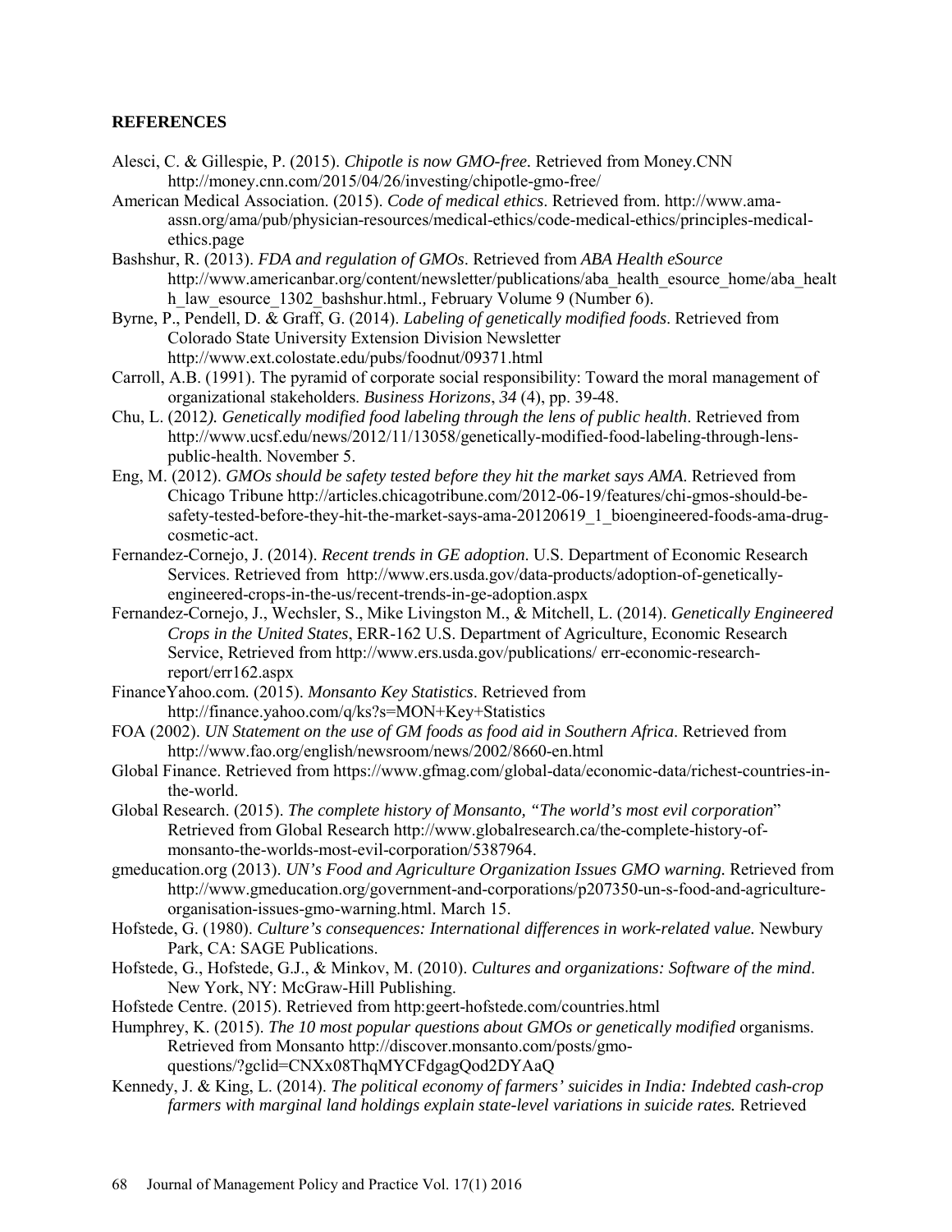## REFERENCES

Alesci, C. & Gillespie, P. (2015). *Chipotle is now GMO-free.* Retrieved from Money.CNN http://money.cnn.com/2015/04/26/investing/chipotle-gmo-free/

American Medical Association. (2015). *Code of medical ethics*. Retrieved from. http://www.ama-assn.org/ama/pub/physician-resources/medical-ethics/code-medical-ethics/principles-medical-ethics.page

Bashshur, R. (2013). *FDA and regulation of GMOs*. Retrieved from *ABA Health eSource* http://www.americanbar.org/content/newsletter/publications/aba_health_esource_home/aba_health_law_esource_1302_bashshur.html., February Volume 9 (Number 6).

Byrne, P., Pendell, D. & Graff, G. (2014). *Labeling of genetically modified foods*. Retrieved from Colorado State University Extension Division Newsletter http://www.ext.colostate.edu/pubs/foodnut/09371.html

Carroll, A.B. (1991). The pyramid of corporate social responsibility: Toward the moral management of organizational stakeholders. *Business Horizons*, *34* (4), pp. 39-48.

Chu, L. (2012*). Genetically modified food labeling through the lens of public health*. Retrieved from http://www.ucsf.edu/news/2012/11/13058/genetically-modified-food-labeling-through-lens-public-health. November 5.

Eng, M. (2012). *GMOs should be safety tested before they hit the market says AMA*. Retrieved from Chicago Tribune http://articles.chicagotribune.com/2012-06-19/features/chi-gmos-should-be-safety-tested-before-they-hit-the-market-says-ama-20120619_1_bioengineered-foods-ama-drug-cosmetic-act.

Fernandez-Cornejo, J. (2014). *Recent trends in GE adoption*. U.S. Department of Economic Research Services. Retrieved from http://www.ers.usda.gov/data-products/adoption-of-genetically-engineered-crops-in-the-us/recent-trends-in-ge-adoption.aspx

Fernandez-Cornejo, J., Wechsler, S., Mike Livingston M., & Mitchell, L. (2014). *Genetically Engineered Crops in the United States*, ERR-162 U.S. Department of Agriculture, Economic Research Service, Retrieved from http://www.ers.usda.gov/publications/ err-economic-research-report/err162.aspx

FinanceYahoo.com. (2015). *Monsanto Key Statistics*. Retrieved from http://finance.yahoo.com/q/ks?s=MON+Key+Statistics

FOA (2002). *UN Statement on the use of GM foods as food aid in Southern Africa*. Retrieved from http://www.fao.org/english/newsroom/news/2002/8660-en.html

Global Finance. Retrieved from https://www.gfmag.com/global-data/economic-data/richest-countries-in-the-world.

Global Research. (2015). *The complete history of Monsanto, "The world's most evil corporation*" Retrieved from Global Research http://www.globalresearch.ca/the-complete-history-of-monsanto-the-worlds-most-evil-corporation/5387964.

gmeducation.org (2013). *UN's Food and Agriculture Organization Issues GMO warning.* Retrieved from http://www.gmeducation.org/government-and-corporations/p207350-un-s-food-and-agriculture-organisation-issues-gmo-warning.html. March 15.

Hofstede, G. (1980). *Culture's consequences: International differences in work-related value.* Newbury Park, CA: SAGE Publications.

Hofstede, G., Hofstede, G.J., & Minkov, M. (2010). *Cultures and organizations: Software of the mind*. New York, NY: McGraw-Hill Publishing.

Hofstede Centre. (2015). Retrieved from http:geert-hofstede.com/countries.html

Humphrey, K. (2015). *The 10 most popular questions about GMOs or genetically modified* organisms. Retrieved from Monsanto http://discover.monsanto.com/posts/gmo-questions/?gclid=CNXx08ThqMYCFdgagQod2DYAaQ

Kennedy, J. & King, L. (2014). *The political economy of farmers' suicides in India: Indebted cash-crop farmers with marginal land holdings explain state-level variations in suicide rates.* Retrieved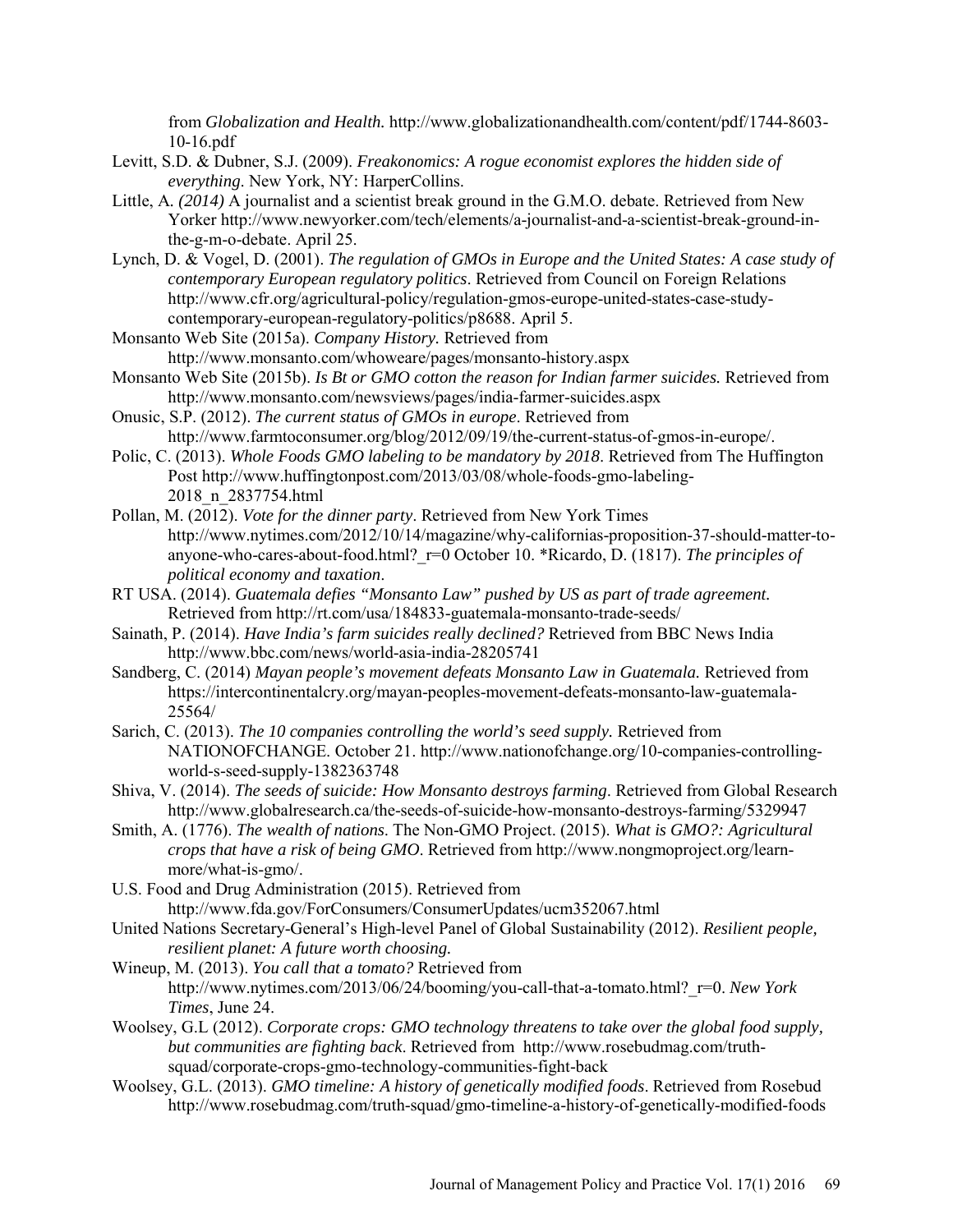from *Globalization and Health.* http://www.globalizationandhealth.com/content/pdf/1744-8603-10-16.pdf

Levitt, S.D. & Dubner, S.J. (2009). *Freakonomics: A rogue economist explores the hidden side of everything*. New York, NY: HarperCollins.

Little, A. *(2014)* A journalist and a scientist break ground in the G.M.O. debate. Retrieved from New Yorker http://www.newyorker.com/tech/elements/a-journalist-and-a-scientist-break-ground-in-the-g-m-o-debate. April 25.

Lynch, D. & Vogel, D. (2001). *The regulation of GMOs in Europe and the United States: A case study of contemporary European regulatory politics*. Retrieved from Council on Foreign Relations http://www.cfr.org/agricultural-policy/regulation-gmos-europe-united-states-case-study-contemporary-european-regulatory-politics/p8688. April 5.

Monsanto Web Site (2015a). *Company History.* Retrieved from http://www.monsanto.com/whoweare/pages/monsanto-history.aspx

Monsanto Web Site (2015b). *Is Bt or GMO cotton the reason for Indian farmer suicides.* Retrieved from http://www.monsanto.com/newsviews/pages/india-farmer-suicides.aspx

Onusic, S.P. (2012). *The current status of GMOs in europe*. Retrieved from http://www.farmtoconsumer.org/blog/2012/09/19/the-current-status-of-gmos-in-europe/.

Polic, C. (2013). *Whole Foods GMO labeling to be mandatory by 2018*. Retrieved from The Huffington Post http://www.huffingtonpost.com/2013/03/08/whole-foods-gmo-labeling-2018_n_2837754.html

Pollan, M. (2012). *Vote for the dinner party*. Retrieved from New York Times http://www.nytimes.com/2012/10/14/magazine/why-californias-proposition-37-should-matter-to-anyone-who-cares-about-food.html?_r=0 October 10. *Ricardo, D. (1817). *The principles of political economy and taxation*.

RT USA. (2014). *Guatemala defies "Monsanto Law" pushed by US as part of trade agreement.* Retrieved from http://rt.com/usa/184833-guatemala-monsanto-trade-seeds/

Sainath, P. (2014). *Have India's farm suicides really declined?* Retrieved from BBC News India http://www.bbc.com/news/world-asia-india-28205741

Sandberg, C. (2014) *Mayan people's movement defeats Monsanto Law in Guatemala.* Retrieved from https://intercontinentalcry.org/mayan-peoples-movement-defeats-monsanto-law-guatemala-25564/

Sarich, C. (2013). *The 10 companies controlling the world's seed supply.* Retrieved from NATIONOFCHANGE. October 21. http://www.nationofchange.org/10-companies-controlling-world-s-seed-supply-1382363748

Shiva, V. (2014). *The seeds of suicide: How Monsanto destroys farming*. Retrieved from Global Research http://www.globalresearch.ca/the-seeds-of-suicide-how-monsanto-destroys-farming/5329947

Smith, A. (1776). *The wealth of nations*. The Non-GMO Project. (2015). *What is GMO?: Agricultural crops that have a risk of being GMO*. Retrieved from http://www.nongmoproject.org/learn-more/what-is-gmo/.

U.S. Food and Drug Administration (2015). Retrieved from http://www.fda.gov/ForConsumers/ConsumerUpdates/ucm352067.html

United Nations Secretary-General's High-level Panel of Global Sustainability (2012). *Resilient people, resilient planet: A future worth choosing.*

Wineup, M. (2013). *You call that a tomato?* Retrieved from http://www.nytimes.com/2013/06/24/booming/you-call-that-a-tomato.html?_r=0. *New York Times*, June 24.

Woolsey, G.L (2012). *Corporate crops: GMO technology threatens to take over the global food supply, but communities are fighting back*. Retrieved from http://www.rosebudmag.com/truth-squad/corporate-crops-gmo-technology-communities-fight-back

Woolsey, G.L. (2013). *GMO timeline: A history of genetically modified foods*. Retrieved from Rosebud http://www.rosebudmag.com/truth-squad/gmo-timeline-a-history-of-genetically-modified-foods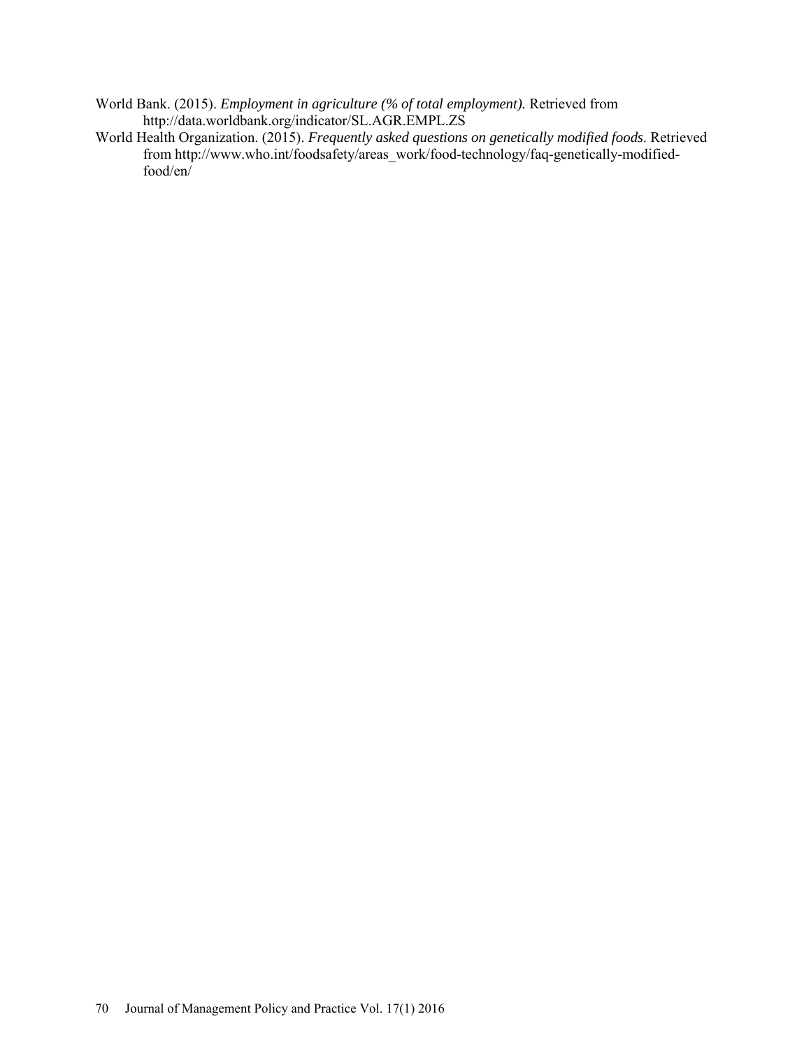World Bank. (2015). *Employment in agriculture (% of total employment).* Retrieved from http://data.worldbank.org/indicator/SL.AGR.EMPL.ZS

World Health Organization. (2015). *Frequently asked questions on genetically modified foods*. Retrieved from http://www.who.int/foodsafety/areas_work/food-technology/faq-genetically-modified-food/en/